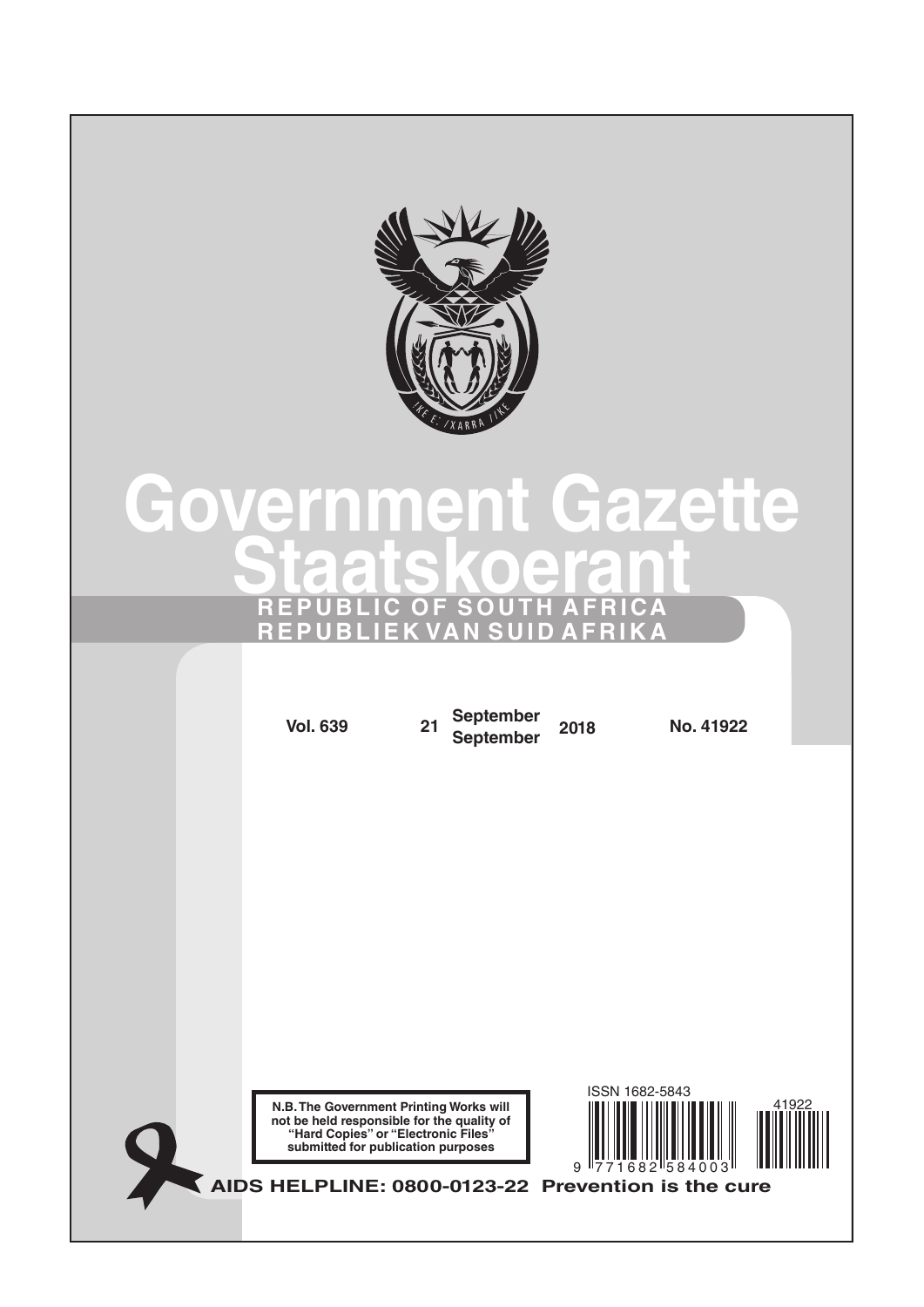# Government Gazette
# Staatskoerant

**REPUBLIC OF SOUTH AFRICA**
**REPUBLIEK VAN SUID AFRIKA**

| Vol. 639 | 21 | September / September | 2018 | No. 41922 |
|---|---|---|---|---|

**N.B. The Government Printing Works will not be held responsible for the quality of "Hard Copies" or "Electronic Files" submitted for publication purposes**

ISSN 1682-5843

9 771682 584003

41922

**AIDS HELPLINE: 0800-0123-22 Prevention is the cure**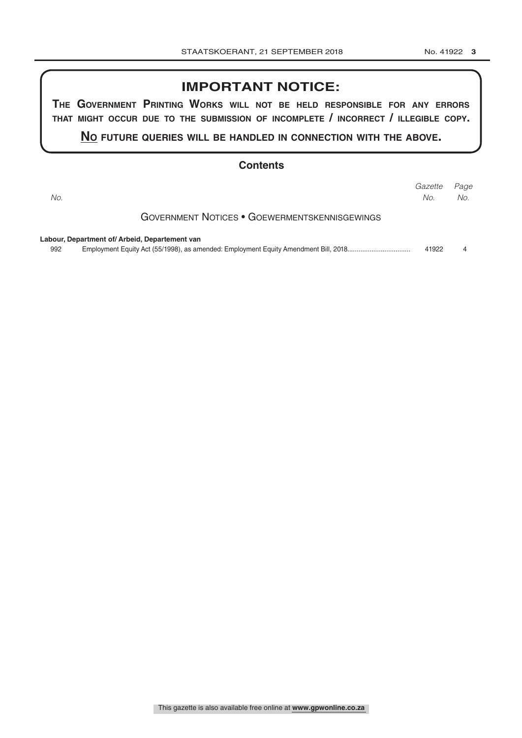## IMPORTANT NOTICE:

**THE GOVERNMENT PRINTING WORKS WILL NOT BE HELD RESPONSIBLE FOR ANY ERRORS THAT MIGHT OCCUR DUE TO THE SUBMISSION OF INCOMPLETE / INCORRECT / ILLEGIBLE COPY.**

**NO FUTURE QUERIES WILL BE HANDLED IN CONNECTION WITH THE ABOVE.**

## Contents

| *No.* | | *Gazette No.* | *Page No.* |
|---|---|---|---|
| | GOVERNMENT NOTICES • GOEWERMENTSKENNISGEWINGS | | |
| | **Labour, Department of/ Arbeid, Departement van** | | |
| 992 | Employment Equity Act (55/1998), as amended: Employment Equity Amendment Bill, 2018 | 41922 | 4 |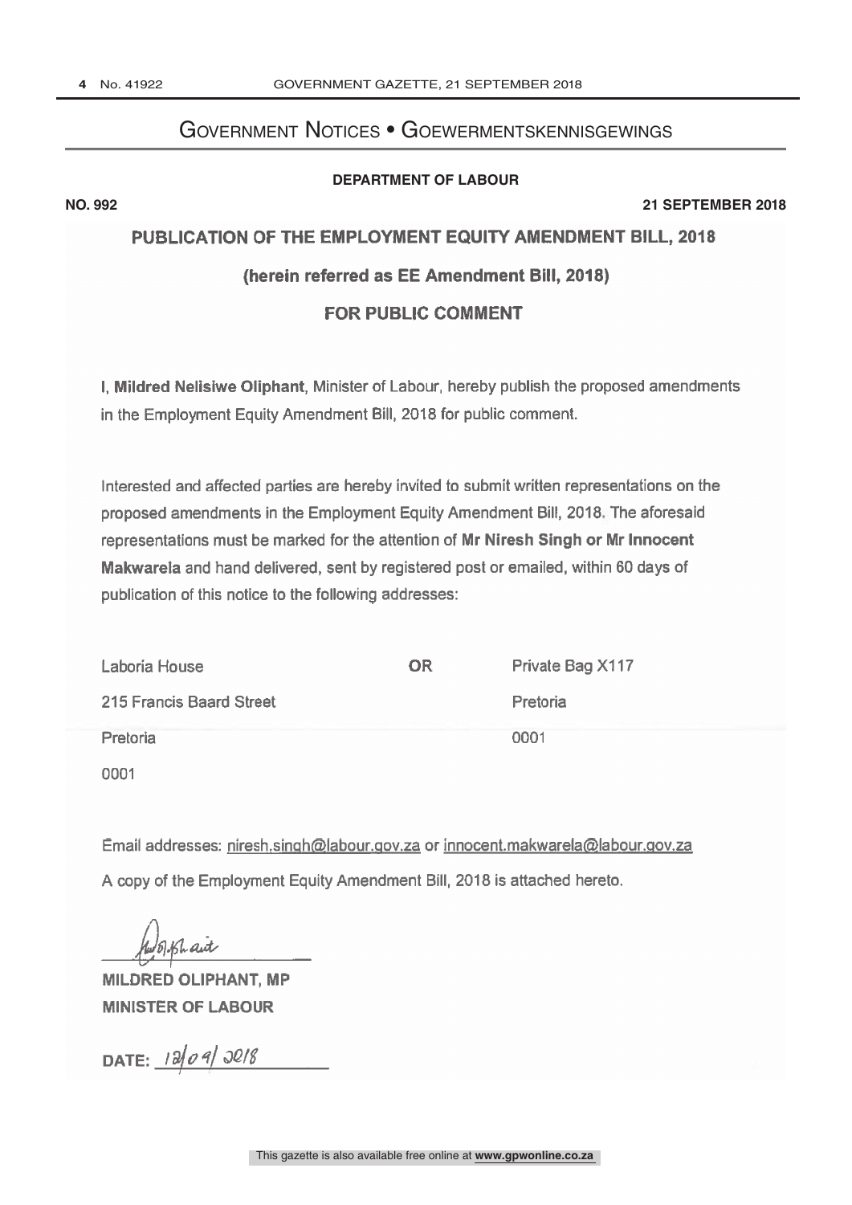# Government Notices • Goewermentskennisgewings

**DEPARTMENT OF LABOUR**

**NO. 992** **21 SEPTEMBER 2018**

## PUBLICATION OF THE EMPLOYMENT EQUITY AMENDMENT BILL, 2018

## (herein referred as EE Amendment Bill, 2018)

## FOR PUBLIC COMMENT

I, **Mildred Nelisiwe Oliphant**, Minister of Labour, hereby publish the proposed amendments in the Employment Equity Amendment Bill, 2018 for public comment.

Interested and affected parties are hereby invited to submit written representations on the proposed amendments in the Employment Equity Amendment Bill, 2018. The aforesaid representations must be marked for the attention of **Mr Niresh Singh or Mr Innocent Makwarela** and hand delivered, sent by registered post or emailed, within 60 days of publication of this notice to the following addresses:

| | | |
|---|---|---|
| Laboria House | **OR** | Private Bag X117 |
| 215 Francis Baard Street | | Pretoria |
| Pretoria | | 0001 |
| 0001 | | |

Email addresses: niresh.singh@labour.gov.za or innocent.makwarela@labour.gov.za

A copy of the Employment Equity Amendment Bill, 2018 is attached hereto.

**MILDRED OLIPHANT, MP**
**MINISTER OF LABOUR**

**DATE:** 12/09/2018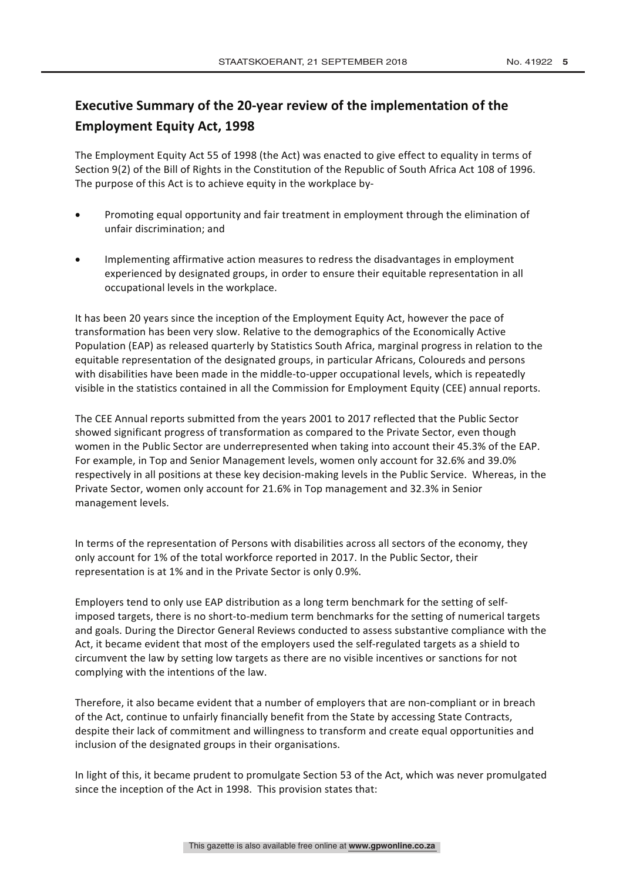## Executive Summary of the 20-year review of the implementation of the Employment Equity Act, 1998

The Employment Equity Act 55 of 1998 (the Act) was enacted to give effect to equality in terms of Section 9(2) of the Bill of Rights in the Constitution of the Republic of South Africa Act 108 of 1996. The purpose of this Act is to achieve equity in the workplace by-

- Promoting equal opportunity and fair treatment in employment through the elimination of unfair discrimination; and
- Implementing affirmative action measures to redress the disadvantages in employment experienced by designated groups, in order to ensure their equitable representation in all occupational levels in the workplace.

It has been 20 years since the inception of the Employment Equity Act, however the pace of transformation has been very slow. Relative to the demographics of the Economically Active Population (EAP) as released quarterly by Statistics South Africa, marginal progress in relation to the equitable representation of the designated groups, in particular Africans, Coloureds and persons with disabilities have been made in the middle-to-upper occupational levels, which is repeatedly visible in the statistics contained in all the Commission for Employment Equity (CEE) annual reports.

The CEE Annual reports submitted from the years 2001 to 2017 reflected that the Public Sector showed significant progress of transformation as compared to the Private Sector, even though women in the Public Sector are underrepresented when taking into account their 45.3% of the EAP. For example, in Top and Senior Management levels, women only account for 32.6% and 39.0% respectively in all positions at these key decision-making levels in the Public Service. Whereas, in the Private Sector, women only account for 21.6% in Top management and 32.3% in Senior management levels.

In terms of the representation of Persons with disabilities across all sectors of the economy, they only account for 1% of the total workforce reported in 2017. In the Public Sector, their representation is at 1% and in the Private Sector is only 0.9%.

Employers tend to only use EAP distribution as a long term benchmark for the setting of self-imposed targets, there is no short-to-medium term benchmarks for the setting of numerical targets and goals. During the Director General Reviews conducted to assess substantive compliance with the Act, it became evident that most of the employers used the self-regulated targets as a shield to circumvent the law by setting low targets as there are no visible incentives or sanctions for not complying with the intentions of the law.

Therefore, it also became evident that a number of employers that are non-compliant or in breach of the Act, continue to unfairly financially benefit from the State by accessing State Contracts, despite their lack of commitment and willingness to transform and create equal opportunities and inclusion of the designated groups in their organisations.

In light of this, it became prudent to promulgate Section 53 of the Act, which was never promulgated since the inception of the Act in 1998. This provision states that: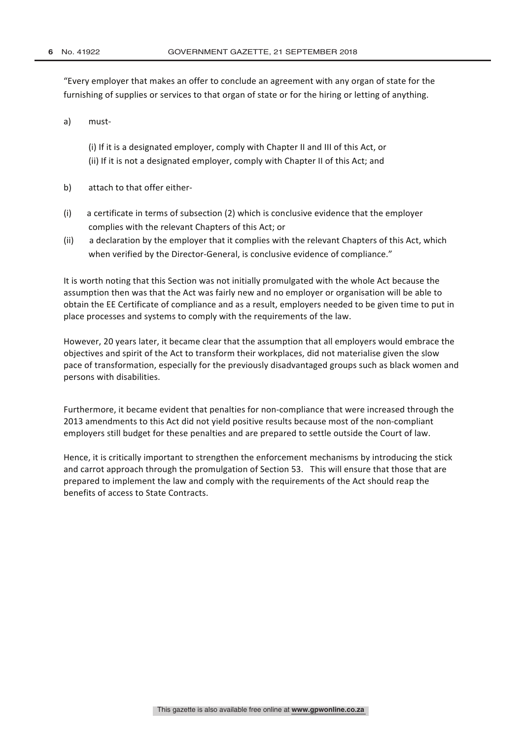"Every employer that makes an offer to conclude an agreement with any organ of state for the furnishing of supplies or services to that organ of state or for the hiring or letting of anything.

a) must-

(i) If it is a designated employer, comply with Chapter II and III of this Act, or
(ii) If it is not a designated employer, comply with Chapter II of this Act; and

b) attach to that offer either-

(i) a certificate in terms of subsection (2) which is conclusive evidence that the employer complies with the relevant Chapters of this Act; or

(ii) a declaration by the employer that it complies with the relevant Chapters of this Act, which when verified by the Director-General, is conclusive evidence of compliance."

It is worth noting that this Section was not initially promulgated with the whole Act because the assumption then was that the Act was fairly new and no employer or organisation will be able to obtain the EE Certificate of compliance and as a result, employers needed to be given time to put in place processes and systems to comply with the requirements of the law.

However, 20 years later, it became clear that the assumption that all employers would embrace the objectives and spirit of the Act to transform their workplaces, did not materialise given the slow pace of transformation, especially for the previously disadvantaged groups such as black women and persons with disabilities.

Furthermore, it became evident that penalties for non-compliance that were increased through the 2013 amendments to this Act did not yield positive results because most of the non-compliant employers still budget for these penalties and are prepared to settle outside the Court of law.

Hence, it is critically important to strengthen the enforcement mechanisms by introducing the stick and carrot approach through the promulgation of Section 53. This will ensure that those that are prepared to implement the law and comply with the requirements of the Act should reap the benefits of access to State Contracts.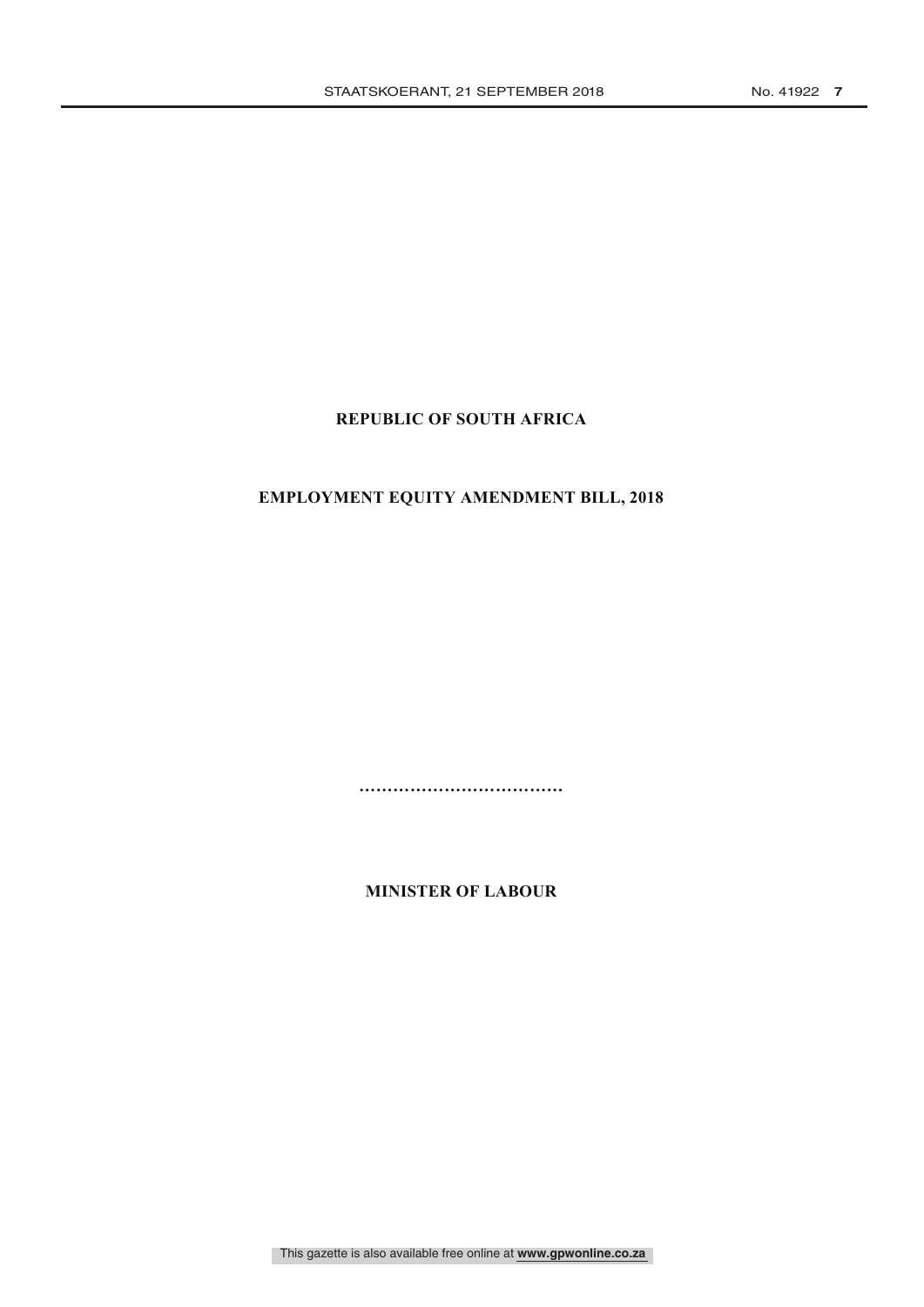**REPUBLIC OF SOUTH AFRICA**

**EMPLOYMENT EQUITY AMENDMENT BILL, 2018**

………………………………

**MINISTER OF LABOUR**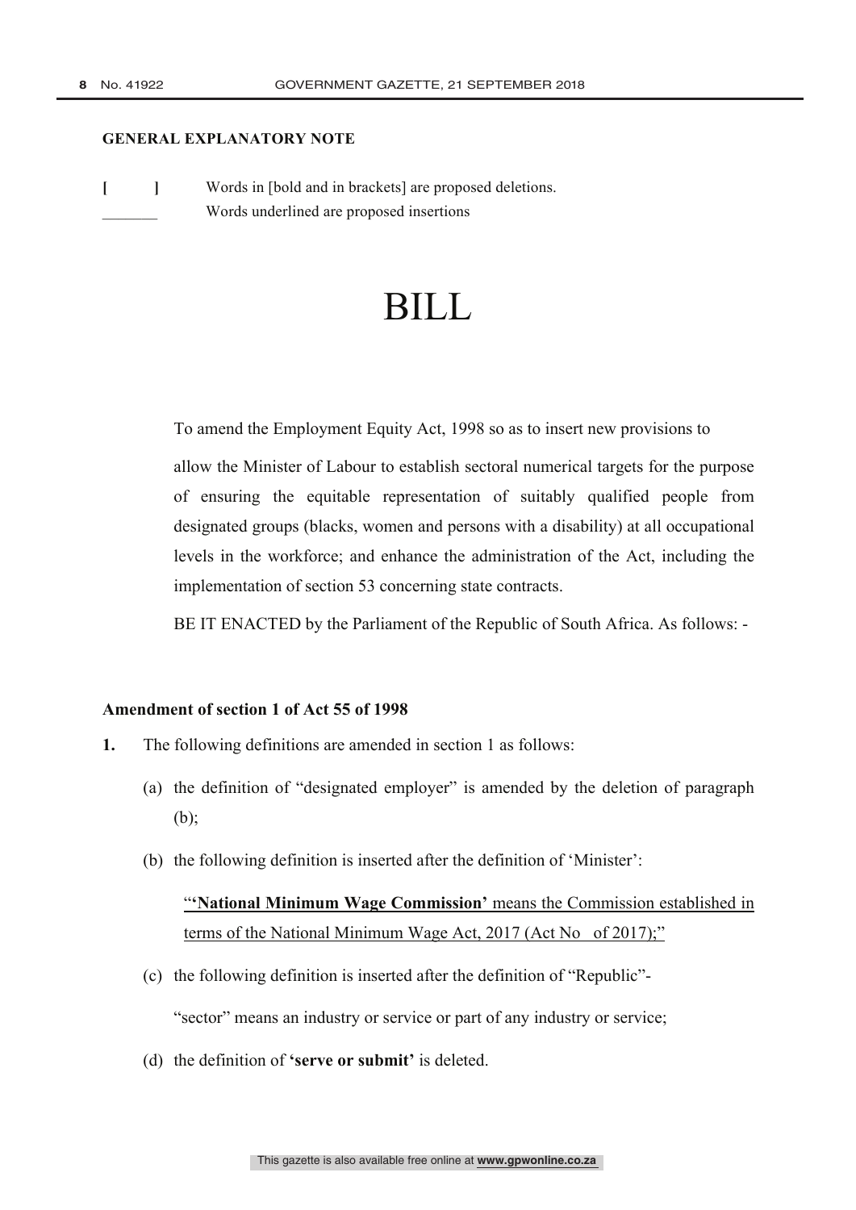**GENERAL EXPLANATORY NOTE**

**[ ]** Words in [bold and in brackets] are proposed deletions.

\_\_\_\_\_\_\_ Words underlined are proposed insertions

# BILL

To amend the Employment Equity Act, 1998 so as to insert new provisions to allow the Minister of Labour to establish sectoral numerical targets for the purpose of ensuring the equitable representation of suitably qualified people from designated groups (blacks, women and persons with a disability) at all occupational levels in the workforce; and enhance the administration of the Act, including the implementation of section 53 concerning state contracts.

BE IT ENACTED by the Parliament of the Republic of South Africa. As follows: -

**Amendment of section 1 of Act 55 of 1998**

**1.** The following definitions are amended in section 1 as follows:

(a) the definition of "designated employer" is amended by the deletion of paragraph (b);

(b) the following definition is inserted after the definition of 'Minister':

<u>"**'National Minimum Wage Commission'** means the Commission established in terms of the National Minimum Wage Act, 2017 (Act No of 2017);"</u>

(c) the following definition is inserted after the definition of "Republic"-

"sector" means an industry or service or part of any industry or service;

(d) the definition of **'serve or submit'** is deleted.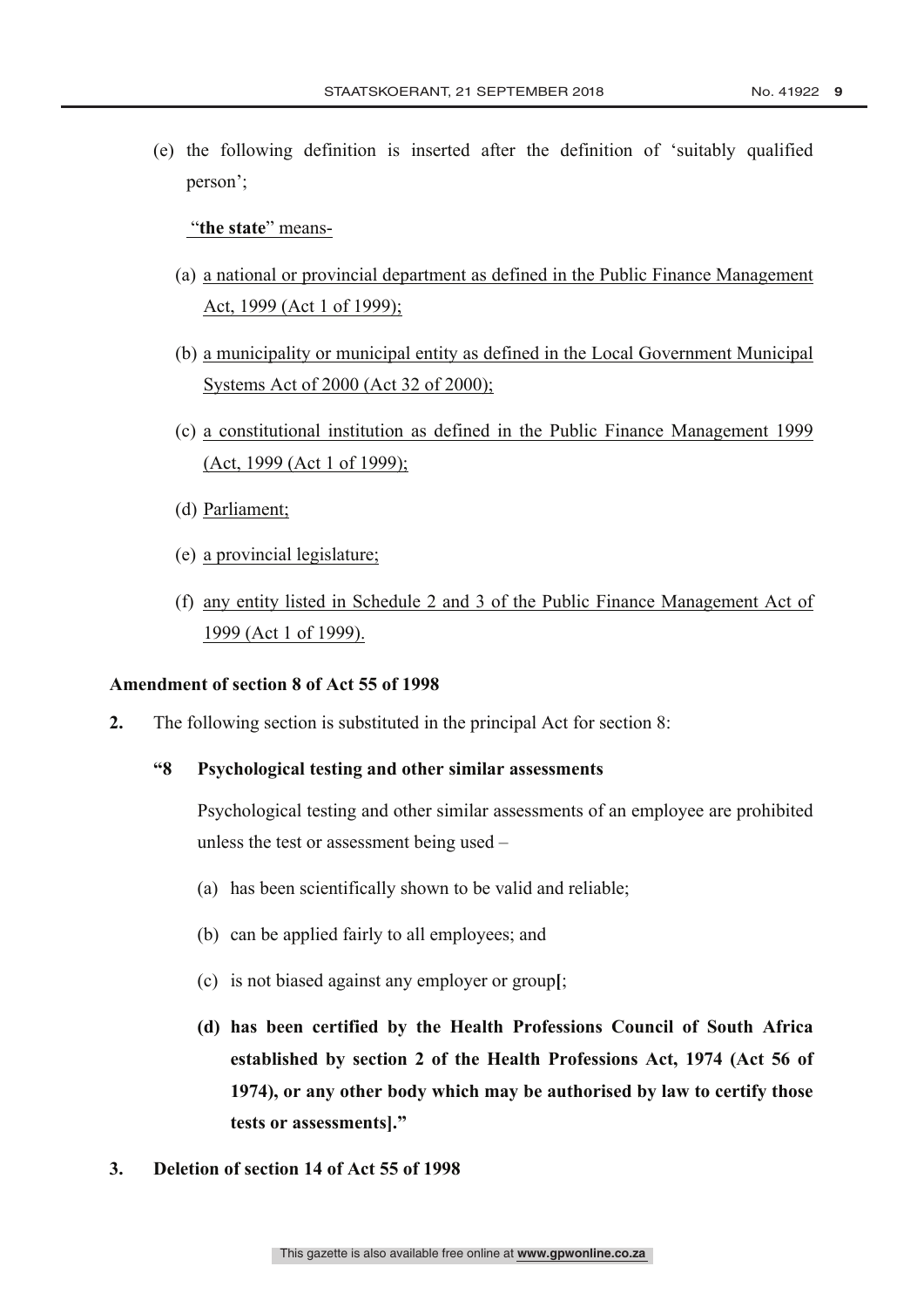(e) the following definition is inserted after the definition of 'suitably qualified person';

<u>"**the state**" means-</u>

(a) <u>a national or provincial department as defined in the Public Finance Management Act, 1999 (Act 1 of 1999);</u>

(b) <u>a municipality or municipal entity as defined in the Local Government Municipal Systems Act of 2000 (Act 32 of 2000);</u>

(c) <u>a constitutional institution as defined in the Public Finance Management 1999 (Act, 1999 (Act 1 of 1999);</u>

(d) <u>Parliament;</u>

(e) <u>a provincial legislature;</u>

(f) <u>any entity listed in Schedule 2 and 3 of the Public Finance Management Act of 1999 (Act 1 of 1999).</u>

**Amendment of section 8 of Act 55 of 1998**

**2.** The following section is substituted in the principal Act for section 8:

**"8 Psychological testing and other similar assessments**

Psychological testing and other similar assessments of an employee are prohibited unless the test or assessment being used –

(a) has been scientifically shown to be valid and reliable;

(b) can be applied fairly to all employees; and

(c) is not biased against any employer or group**[**;

**(d) has been certified by the Health Professions Council of South Africa established by section 2 of the Health Professions Act, 1974 (Act 56 of 1974), or any other body which may be authorised by law to certify those tests or assessments]."**

**3. Deletion of section 14 of Act 55 of 1998**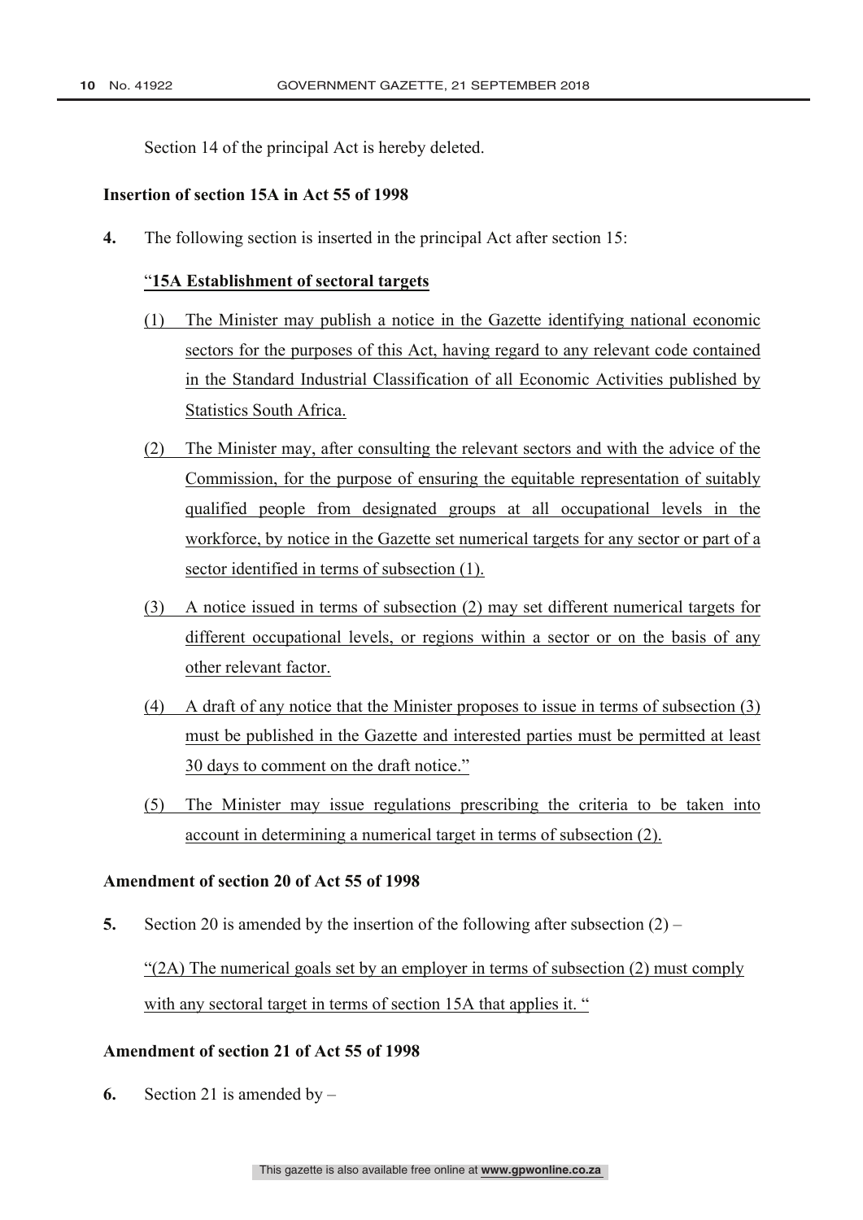Section 14 of the principal Act is hereby deleted.

**Insertion of section 15A in Act 55 of 1998**

**4.** The following section is inserted in the principal Act after section 15:

"**15A Establishment of sectoral targets**

(1) The Minister may publish a notice in the Gazette identifying national economic sectors for the purposes of this Act, having regard to any relevant code contained in the Standard Industrial Classification of all Economic Activities published by Statistics South Africa.

(2) The Minister may, after consulting the relevant sectors and with the advice of the Commission, for the purpose of ensuring the equitable representation of suitably qualified people from designated groups at all occupational levels in the workforce, by notice in the Gazette set numerical targets for any sector or part of a sector identified in terms of subsection (1).

(3) A notice issued in terms of subsection (2) may set different numerical targets for different occupational levels, or regions within a sector or on the basis of any other relevant factor.

(4) A draft of any notice that the Minister proposes to issue in terms of subsection (3) must be published in the Gazette and interested parties must be permitted at least 30 days to comment on the draft notice."

(5) The Minister may issue regulations prescribing the criteria to be taken into account in determining a numerical target in terms of subsection (2).

**Amendment of section 20 of Act 55 of 1998**

**5.** Section 20 is amended by the insertion of the following after subsection (2) –

"(2A) The numerical goals set by an employer in terms of subsection (2) must comply with any sectoral target in terms of section 15A that applies it. "

**Amendment of section 21 of Act 55 of 1998**

**6.** Section 21 is amended by –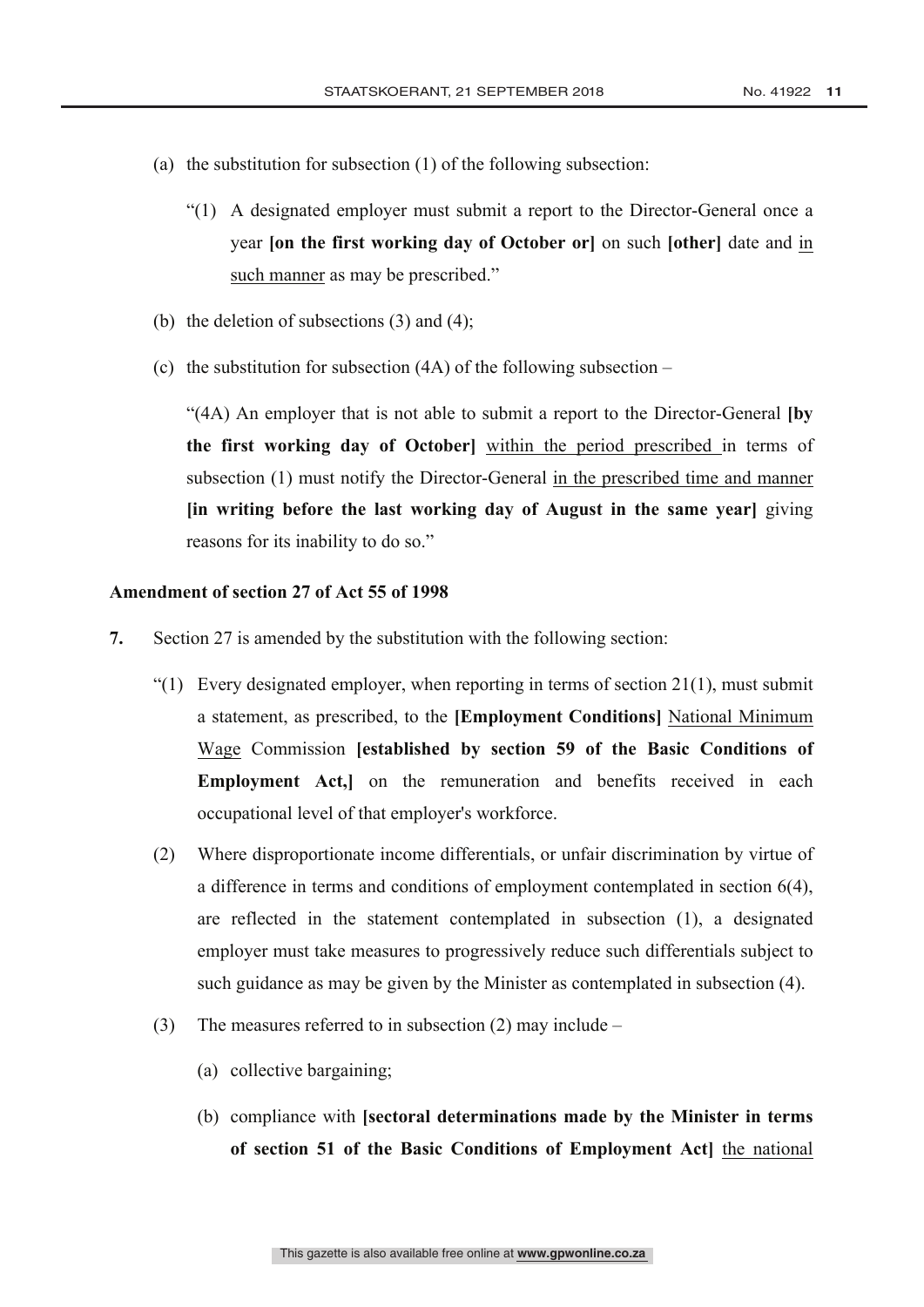(a) the substitution for subsection (1) of the following subsection:

"(1) A designated employer must submit a report to the Director-General once a year **[on the first working day of October or]** on such **[other]** date and <u>in such manner</u> as may be prescribed."

(b) the deletion of subsections (3) and (4);

(c) the substitution for subsection (4A) of the following subsection –

"(4A) An employer that is not able to submit a report to the Director-General **[by the first working day of October]** <u>within the period prescribed</u> in terms of subsection (1) must notify the Director-General <u>in the prescribed time and manner</u> **[in writing before the last working day of August in the same year]** giving reasons for its inability to do so."

**Amendment of section 27 of Act 55 of 1998**

**7.** Section 27 is amended by the substitution with the following section:

"(1) Every designated employer, when reporting in terms of section 21(1), must submit a statement, as prescribed, to the **[Employment Conditions]** <u>National Minimum Wage</u> Commission **[established by section 59 of the Basic Conditions of Employment Act,]** on the remuneration and benefits received in each occupational level of that employer's workforce.

(2) Where disproportionate income differentials, or unfair discrimination by virtue of a difference in terms and conditions of employment contemplated in section 6(4), are reflected in the statement contemplated in subsection (1), a designated employer must take measures to progressively reduce such differentials subject to such guidance as may be given by the Minister as contemplated in subsection (4).

(3) The measures referred to in subsection (2) may include –

(a) collective bargaining;

(b) compliance with **[sectoral determinations made by the Minister in terms of section 51 of the Basic Conditions of Employment Act]** <u>the national</u>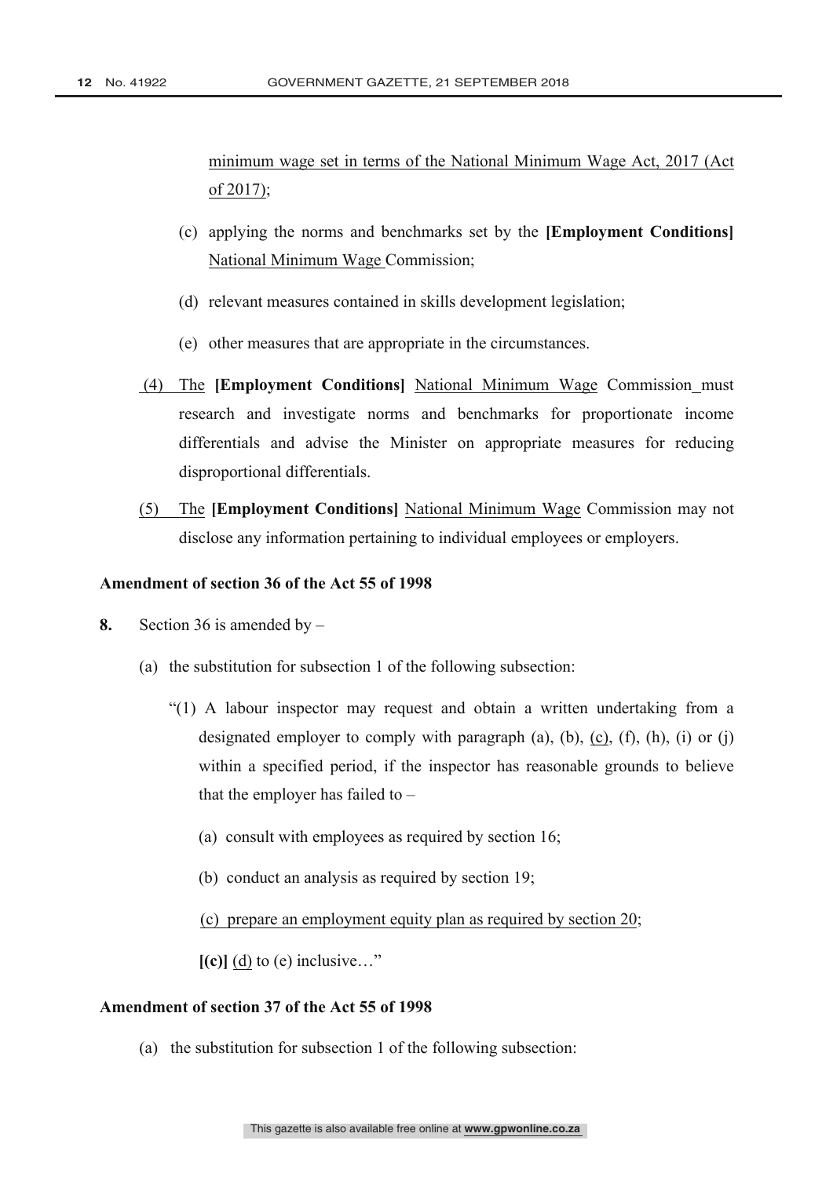minimum wage set in terms of the National Minimum Wage Act, 2017 (Act of 2017);

(c) applying the norms and benchmarks set by the **[Employment Conditions]** National Minimum Wage Commission;

(d) relevant measures contained in skills development legislation;

(e) other measures that are appropriate in the circumstances.

(4) The **[Employment Conditions]** National Minimum Wage Commission must research and investigate norms and benchmarks for proportionate income differentials and advise the Minister on appropriate measures for reducing disproportional differentials.

(5) The **[Employment Conditions]** National Minimum Wage Commission may not disclose any information pertaining to individual employees or employers.

**Amendment of section 36 of the Act 55 of 1998**

**8.** Section 36 is amended by –

(a) the substitution for subsection 1 of the following subsection:

"(1) A labour inspector may request and obtain a written undertaking from a designated employer to comply with paragraph (a), (b), (c), (f), (h), (i) or (j) within a specified period, if the inspector has reasonable grounds to believe that the employer has failed to –

(a) consult with employees as required by section 16;

(b) conduct an analysis as required by section 19;

(c) prepare an employment equity plan as required by section 20;

**[(c)]** (d) to (e) inclusive…"

**Amendment of section 37 of the Act 55 of 1998**

(a) the substitution for subsection 1 of the following subsection: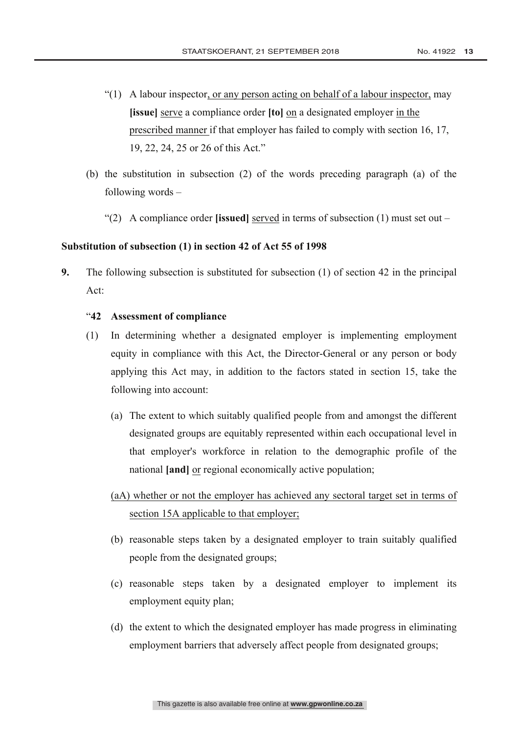"(1) A labour inspector, or any person acting on behalf of a labour inspector, may **[issue]** serve a compliance order **[to]** on a designated employer in the prescribed manner if that employer has failed to comply with section 16, 17, 19, 22, 24, 25 or 26 of this Act."

(b) the substitution in subsection (2) of the words preceding paragraph (a) of the following words –

"(2) A compliance order **[issued]** served in terms of subsection (1) must set out –

**Substitution of subsection (1) in section 42 of Act 55 of 1998**

**9.** The following subsection is substituted for subsection (1) of section 42 in the principal Act:

"**42 Assessment of compliance**

(1) In determining whether a designated employer is implementing employment equity in compliance with this Act, the Director-General or any person or body applying this Act may, in addition to the factors stated in section 15, take the following into account:

(a) The extent to which suitably qualified people from and amongst the different designated groups are equitably represented within each occupational level in that employer's workforce in relation to the demographic profile of the national **[and]** or regional economically active population;

(aA) whether or not the employer has achieved any sectoral target set in terms of section 15A applicable to that employer;

(b) reasonable steps taken by a designated employer to train suitably qualified people from the designated groups;

(c) reasonable steps taken by a designated employer to implement its employment equity plan;

(d) the extent to which the designated employer has made progress in eliminating employment barriers that adversely affect people from designated groups;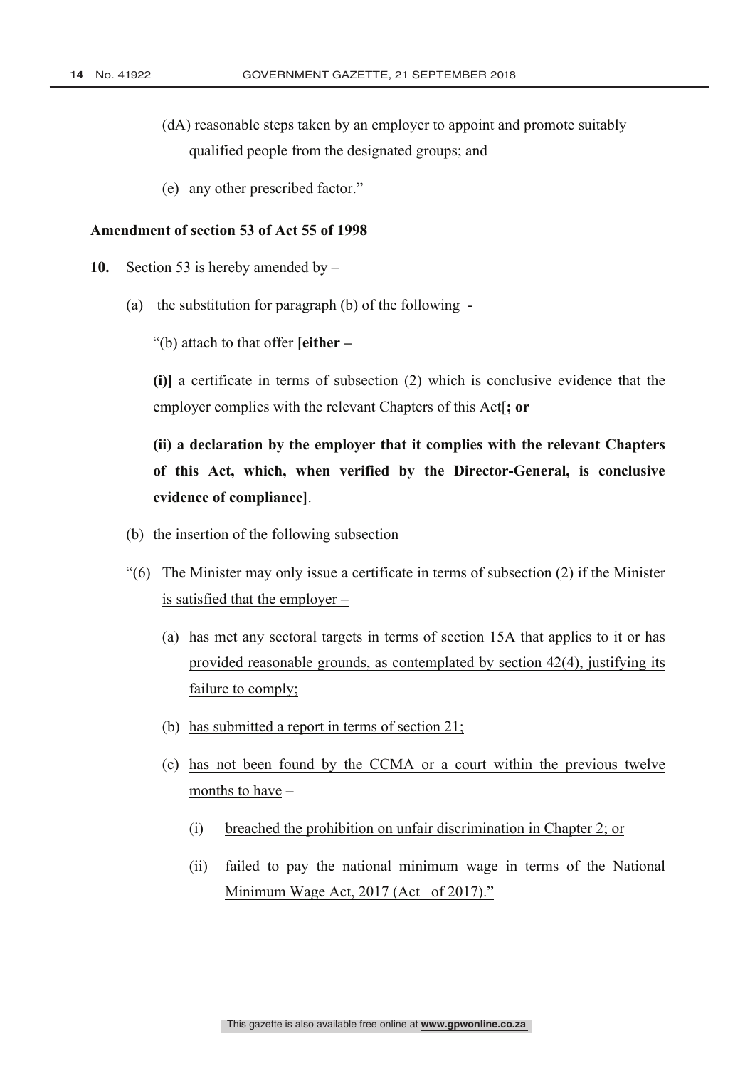(dA) reasonable steps taken by an employer to appoint and promote suitably qualified people from the designated groups; and

(e) any other prescribed factor."

**Amendment of section 53 of Act 55 of 1998**

**10.** Section 53 is hereby amended by –

(a) the substitution for paragraph (b) of the following -

"(b) attach to that offer **[either –**

**(i)]** a certificate in terms of subsection (2) which is conclusive evidence that the employer complies with the relevant Chapters of this Act[**; or**

**(ii) a declaration by the employer that it complies with the relevant Chapters of this Act, which, when verified by the Director-General, is conclusive evidence of compliance]**.

(b) the insertion of the following subsection

<u>"(6) The Minister may only issue a certificate in terms of subsection (2) if the Minister is satisfied that the employer –</u>

(a) <u>has met any sectoral targets in terms of section 15A that applies to it or has provided reasonable grounds, as contemplated by section 42(4), justifying its failure to comply;</u>

(b) <u>has submitted a report in terms of section 21;</u>

(c) <u>has not been found by the CCMA or a court within the previous twelve months to have</u> –

(i) <u>breached the prohibition on unfair discrimination in Chapter 2; or</u>

(ii) <u>failed to pay the national minimum wage in terms of the National Minimum Wage Act, 2017 (Act of 2017)."</u>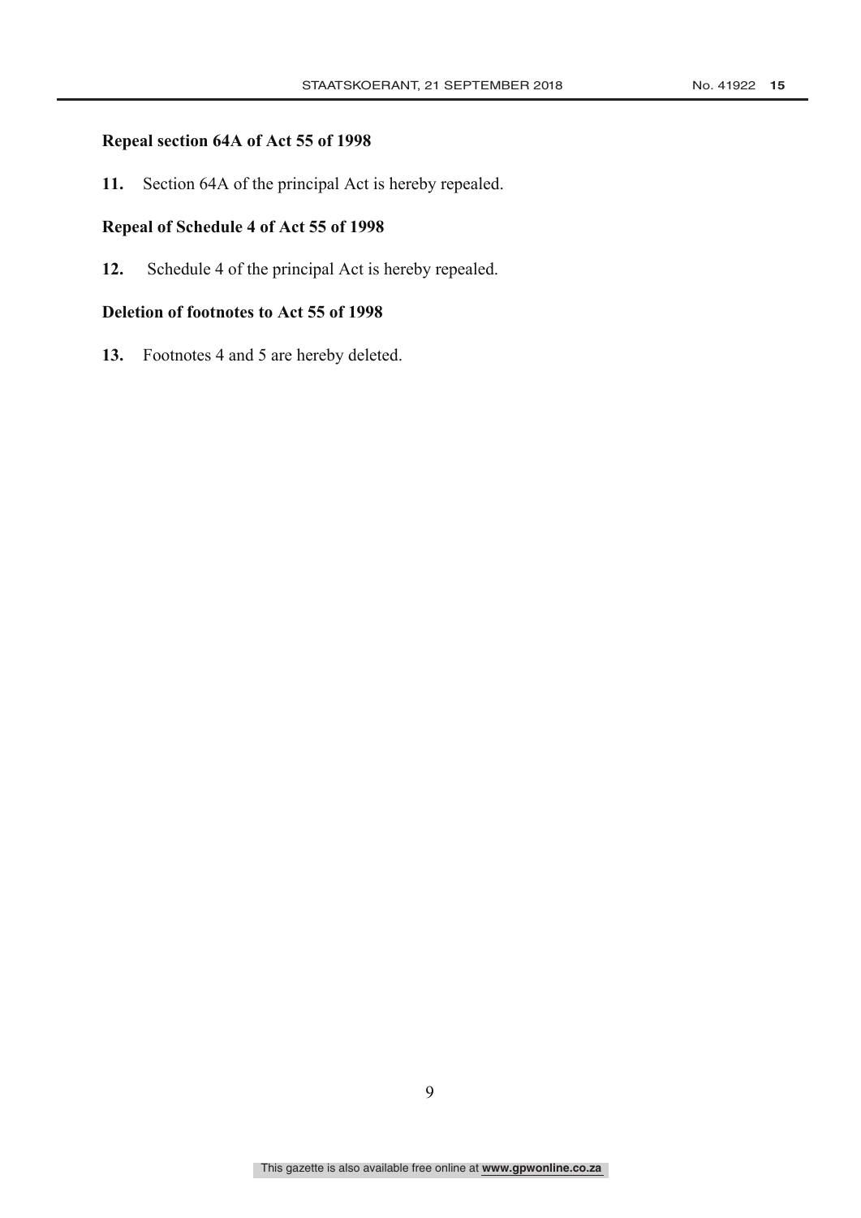**Repeal section 64A of Act 55 of 1998**

**11.** Section 64A of the principal Act is hereby repealed.

**Repeal of Schedule 4 of Act 55 of 1998**

**12.** Schedule 4 of the principal Act is hereby repealed.

**Deletion of footnotes to Act 55 of 1998**

**13.** Footnotes 4 and 5 are hereby deleted.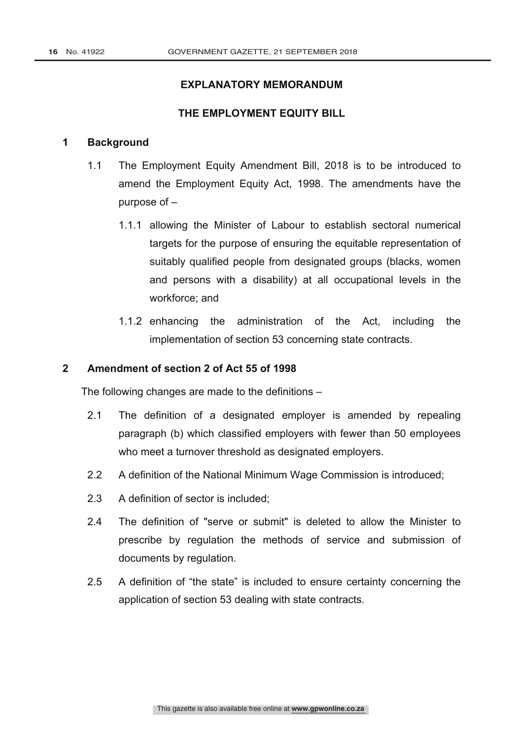## EXPLANATORY MEMORANDUM

## THE EMPLOYMENT EQUITY BILL

### 1 Background

1.1 The Employment Equity Amendment Bill, 2018 is to be introduced to amend the Employment Equity Act, 1998. The amendments have the purpose of –

1.1.1 allowing the Minister of Labour to establish sectoral numerical targets for the purpose of ensuring the equitable representation of suitably qualified people from designated groups (blacks, women and persons with a disability) at all occupational levels in the workforce; and

1.1.2 enhancing the administration of the Act, including the implementation of section 53 concerning state contracts.

### 2 Amendment of section 2 of Act 55 of 1998

The following changes are made to the definitions –

2.1 The definition of a designated employer is amended by repealing paragraph (b) which classified employers with fewer than 50 employees who meet a turnover threshold as designated employers.

2.2 A definition of the National Minimum Wage Commission is introduced;

2.3 A definition of sector is included;

2.4 The definition of "serve or submit" is deleted to allow the Minister to prescribe by regulation the methods of service and submission of documents by regulation.

2.5 A definition of "the state" is included to ensure certainty concerning the application of section 53 dealing with state contracts.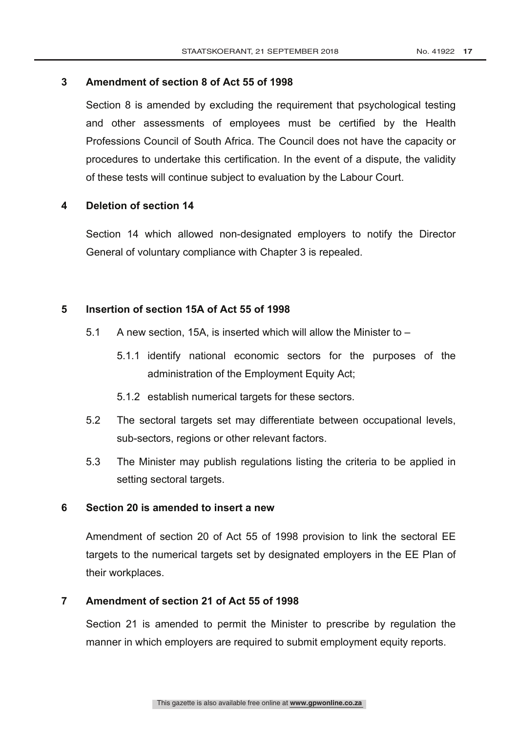## 3 Amendment of section 8 of Act 55 of 1998

Section 8 is amended by excluding the requirement that psychological testing and other assessments of employees must be certified by the Health Professions Council of South Africa. The Council does not have the capacity or procedures to undertake this certification. In the event of a dispute, the validity of these tests will continue subject to evaluation by the Labour Court.

## 4 Deletion of section 14

Section 14 which allowed non-designated employers to notify the Director General of voluntary compliance with Chapter 3 is repealed.

## 5 Insertion of section 15A of Act 55 of 1998

5.1 A new section, 15A, is inserted which will allow the Minister to –

- 5.1.1 identify national economic sectors for the purposes of the administration of the Employment Equity Act;
- 5.1.2 establish numerical targets for these sectors.

5.2 The sectoral targets set may differentiate between occupational levels, sub-sectors, regions or other relevant factors.

5.3 The Minister may publish regulations listing the criteria to be applied in setting sectoral targets.

## 6 Section 20 is amended to insert a new

Amendment of section 20 of Act 55 of 1998 provision to link the sectoral EE targets to the numerical targets set by designated employers in the EE Plan of their workplaces.

## 7 Amendment of section 21 of Act 55 of 1998

Section 21 is amended to permit the Minister to prescribe by regulation the manner in which employers are required to submit employment equity reports.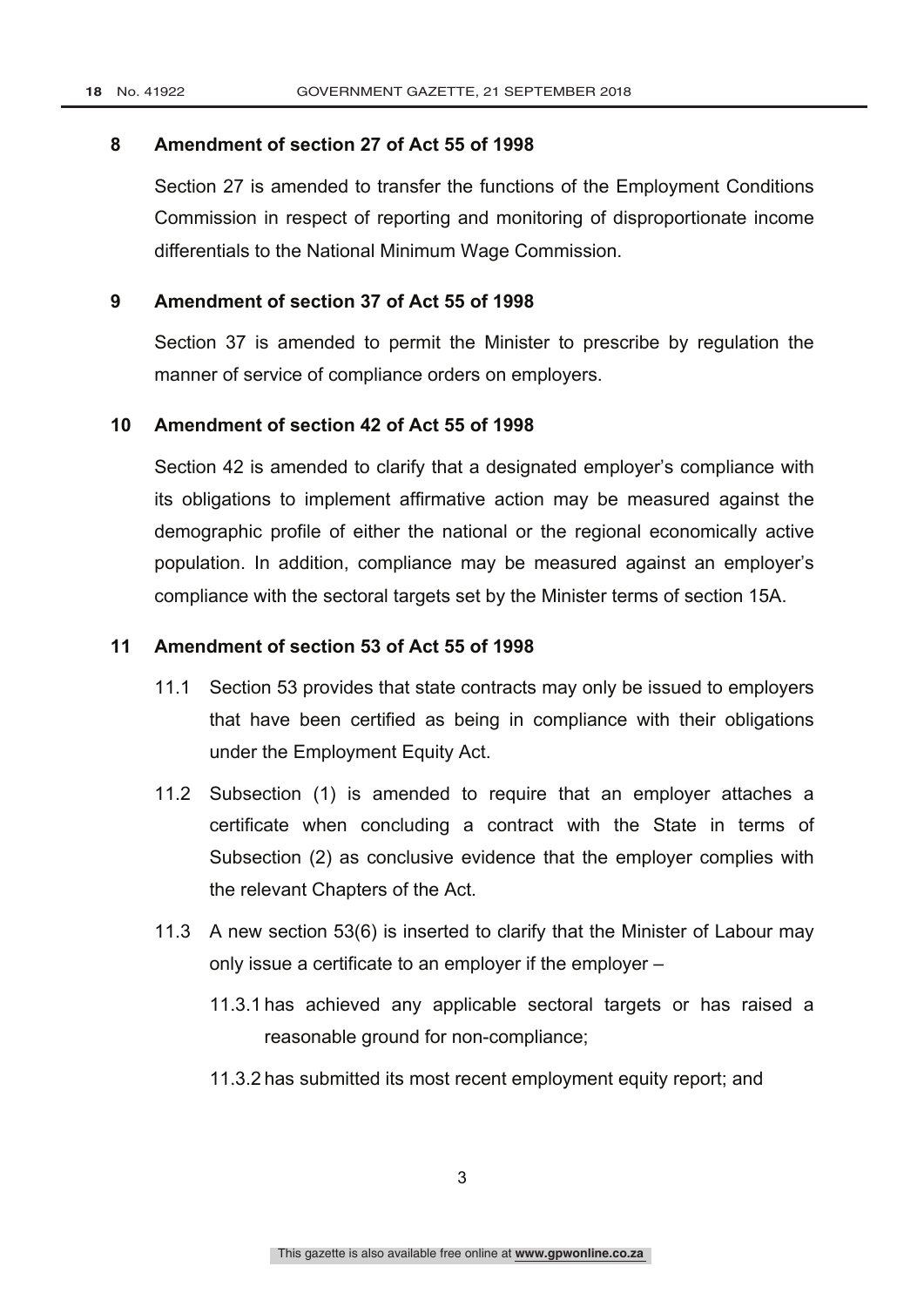## 8 Amendment of section 27 of Act 55 of 1998

Section 27 is amended to transfer the functions of the Employment Conditions Commission in respect of reporting and monitoring of disproportionate income differentials to the National Minimum Wage Commission.

## 9 Amendment of section 37 of Act 55 of 1998

Section 37 is amended to permit the Minister to prescribe by regulation the manner of service of compliance orders on employers.

## 10 Amendment of section 42 of Act 55 of 1998

Section 42 is amended to clarify that a designated employer's compliance with its obligations to implement affirmative action may be measured against the demographic profile of either the national or the regional economically active population. In addition, compliance may be measured against an employer's compliance with the sectoral targets set by the Minister terms of section 15A.

## 11 Amendment of section 53 of Act 55 of 1998

11.1 Section 53 provides that state contracts may only be issued to employers that have been certified as being in compliance with their obligations under the Employment Equity Act.

11.2 Subsection (1) is amended to require that an employer attaches a certificate when concluding a contract with the State in terms of Subsection (2) as conclusive evidence that the employer complies with the relevant Chapters of the Act.

11.3 A new section 53(6) is inserted to clarify that the Minister of Labour may only issue a certificate to an employer if the employer –

11.3.1 has achieved any applicable sectoral targets or has raised a reasonable ground for non-compliance;

11.3.2 has submitted its most recent employment equity report; and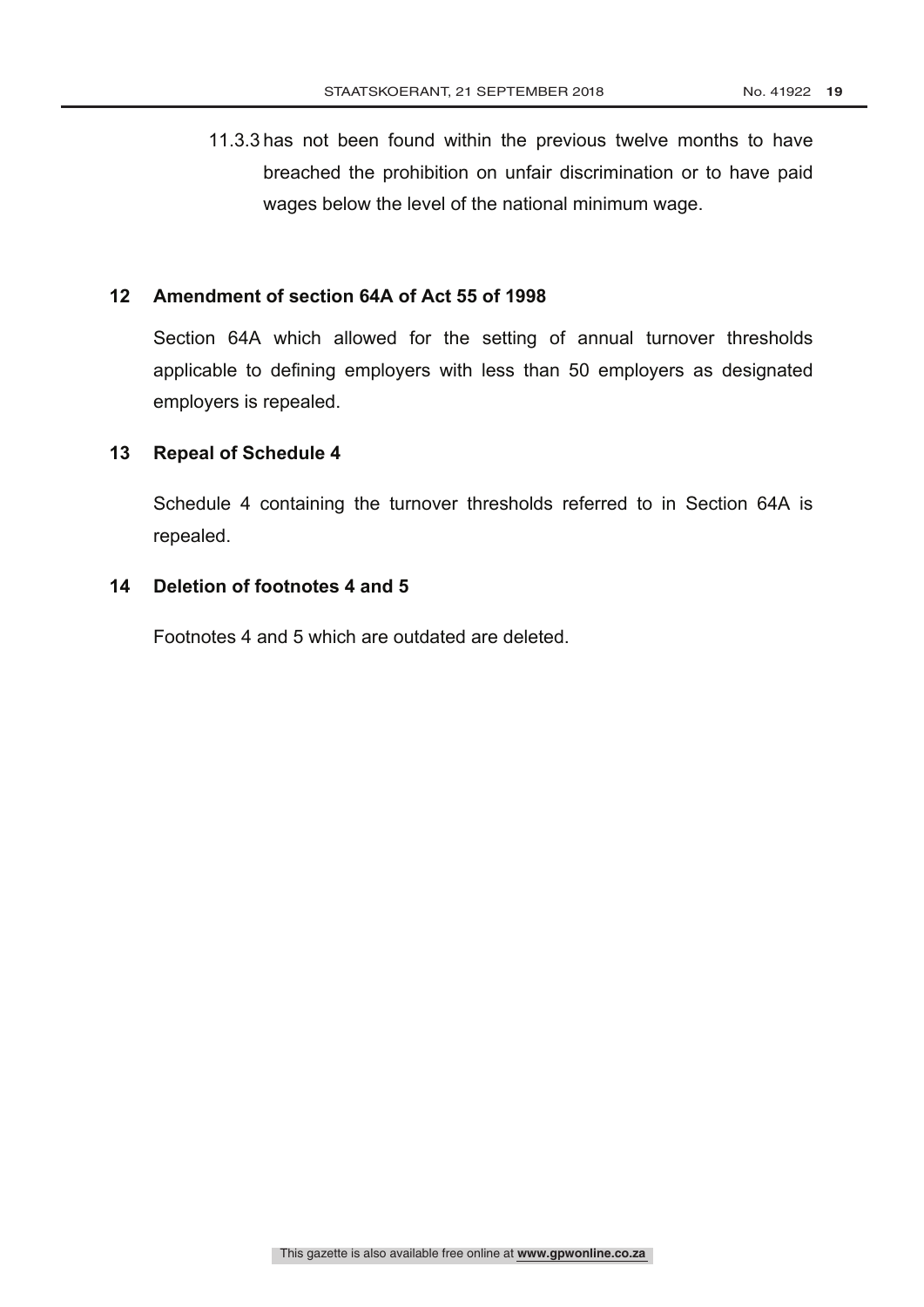11.3.3 has not been found within the previous twelve months to have breached the prohibition on unfair discrimination or to have paid wages below the level of the national minimum wage.

**12 Amendment of section 64A of Act 55 of 1998**

Section 64A which allowed for the setting of annual turnover thresholds applicable to defining employers with less than 50 employers as designated employers is repealed.

**13 Repeal of Schedule 4**

Schedule 4 containing the turnover thresholds referred to in Section 64A is repealed.

**14 Deletion of footnotes 4 and 5**

Footnotes 4 and 5 which are outdated are deleted.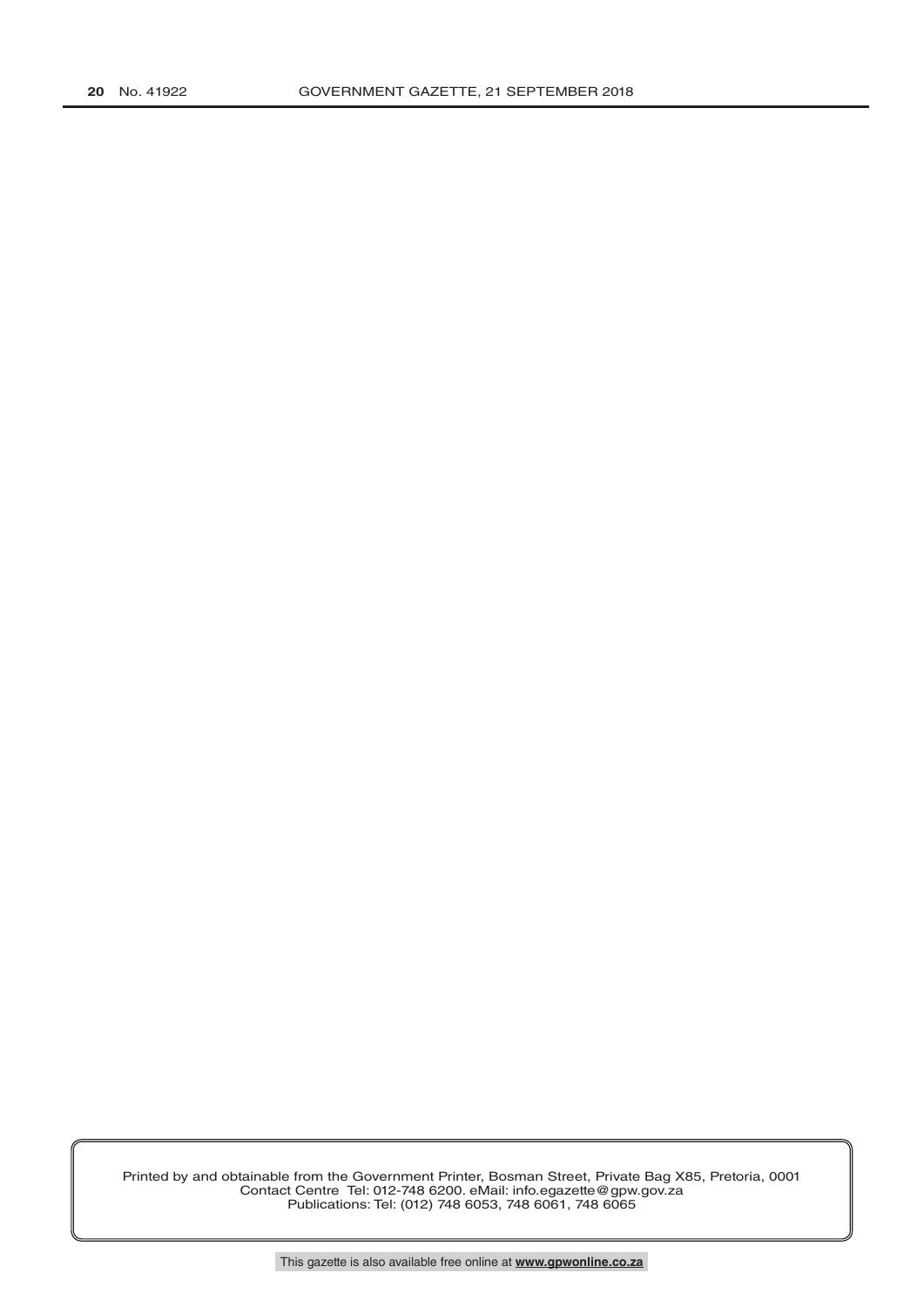Printed by and obtainable from the Government Printer, Bosman Street, Private Bag X85, Pretoria, 0001
Contact Centre Tel: 012-748 6200. eMail: info.egazette@gpw.gov.za
Publications: Tel: (012) 748 6053, 748 6061, 748 6065

This gazette is also available free online at **www.gpwonline.co.za**